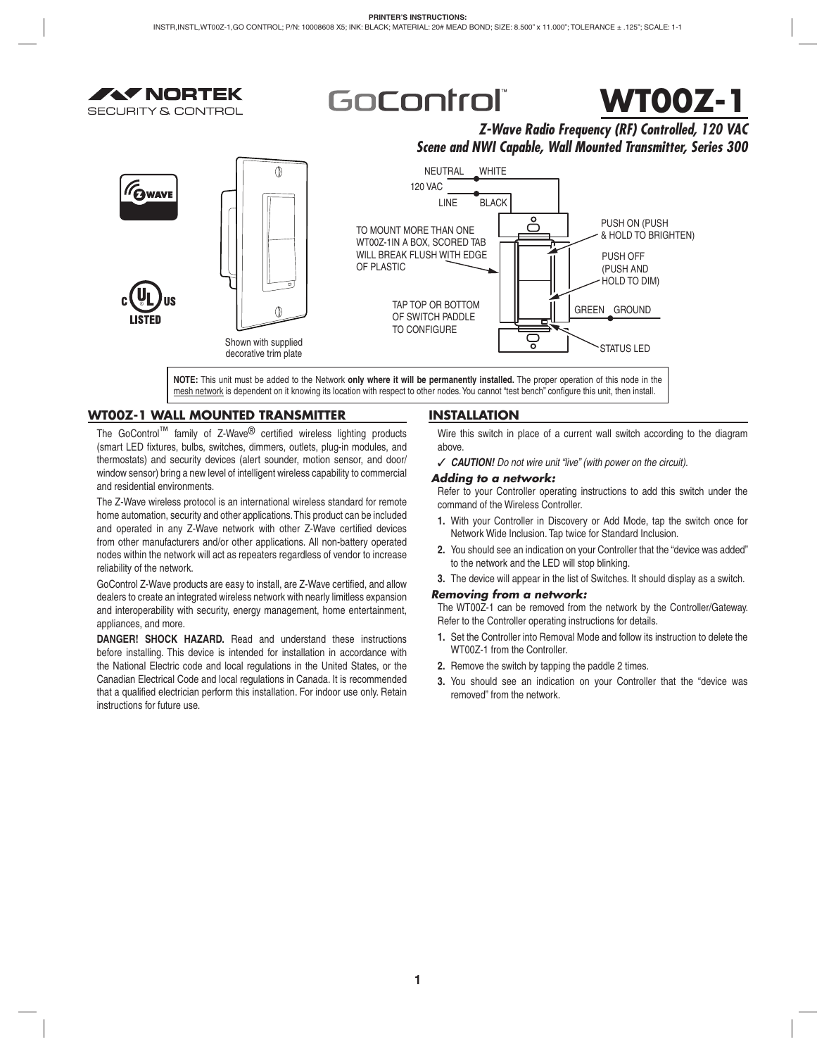PRINTER'S INSTRUCTIONS:
INSTR,INSTL,WT00Z-1,GO CONTROL; P/N: 10008608 X5; INK: BLACK; MATERIAL: 20# MEAD BOND; SIZE: 8.500" x 11.000"; TOLERANCE ± .125"; SCALE: 1-1

NORTEK SECURITY & CONTROL

GoControl™

# WT00Z-1

***Z-Wave Radio Frequency (RF) Controlled, 120 VAC Scene and NWI Capable, Wall Mounted Transmitter, Series 300***

NEUTRAL WHITE
120 VAC
LINE BLACK
TO MOUNT MORE THAN ONE WT00Z-1IN A BOX, SCORED TAB WILL BREAK FLUSH WITH EDGE OF PLASTIC
PUSH ON (PUSH & HOLD TO BRIGHTEN)
PUSH OFF (PUSH AND HOLD TO DIM)
TAP TOP OR BOTTOM OF SWITCH PADDLE TO CONFIGURE
GREEN GROUND
STATUS LED

Shown with supplied decorative trim plate

**NOTE:** This unit must be added to the Network **only where it will be permanently installed.** The proper operation of this node in the mesh network is dependent on it knowing its location with respect to other nodes. You cannot "test bench" configure this unit, then install.

## WT00Z-1 WALL MOUNTED TRANSMITTER

The GoControl™ family of Z-Wave® certified wireless lighting products (smart LED fixtures, bulbs, switches, dimmers, outlets, plug-in modules, and thermostats) and security devices (alert sounder, motion sensor, and door/window sensor) bring a new level of intelligent wireless capability to commercial and residential environments.

The Z-Wave wireless protocol is an international wireless standard for remote home automation, security and other applications. This product can be included and operated in any Z-Wave network with other Z-Wave certified devices from other manufacturers and/or other applications. All non-battery operated nodes within the network will act as repeaters regardless of vendor to increase reliability of the network.

GoControl Z-Wave products are easy to install, are Z-Wave certified, and allow dealers to create an integrated wireless network with nearly limitless expansion and interoperability with security, energy management, home entertainment, appliances, and more.

**DANGER! SHOCK HAZARD.** Read and understand these instructions before installing. This device is intended for installation in accordance with the National Electric code and local regulations in the United States, or the Canadian Electrical Code and local regulations in Canada. It is recommended that a qualified electrician perform this installation. For indoor use only. Retain instructions for future use.

## INSTALLATION

Wire this switch in place of a current wall switch according to the diagram above.

✓ ***CAUTION!*** *Do not wire unit "live" (with power on the circuit).*

### *Adding to a network:*

Refer to your Controller operating instructions to add this switch under the command of the Wireless Controller.

1. With your Controller in Discovery or Add Mode, tap the switch once for Network Wide Inclusion. Tap twice for Standard Inclusion.
2. You should see an indication on your Controller that the "device was added" to the network and the LED will stop blinking.
3. The device will appear in the list of Switches. It should display as a switch.

### *Removing from a network:*

The WT00Z-1 can be removed from the network by the Controller/Gateway. Refer to the Controller operating instructions for details.

1. Set the Controller into Removal Mode and follow its instruction to delete the WT00Z-1 from the Controller.
2. Remove the switch by tapping the paddle 2 times.
3. You should see an indication on your Controller that the "device was removed" from the network.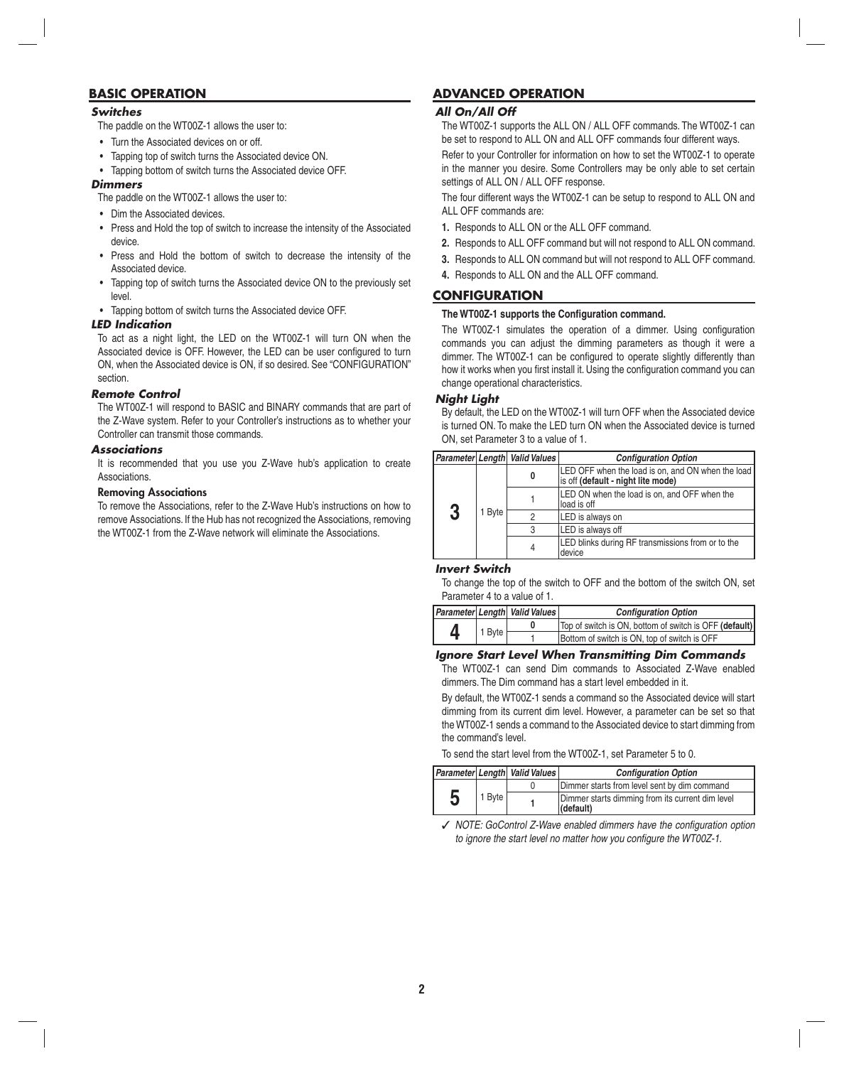## BASIC OPERATION

### *Switches*

The paddle on the WT00Z-1 allows the user to:

- Turn the Associated devices on or off.
- Tapping top of switch turns the Associated device ON.
- Tapping bottom of switch turns the Associated device OFF.

### *Dimmers*

The paddle on the WT00Z-1 allows the user to:

- Dim the Associated devices.
- Press and Hold the top of switch to increase the intensity of the Associated device.
- Press and Hold the bottom of switch to decrease the intensity of the Associated device.
- Tapping top of switch turns the Associated device ON to the previously set level.
- Tapping bottom of switch turns the Associated device OFF.

### *LED Indication*

To act as a night light, the LED on the WT00Z-1 will turn ON when the Associated device is OFF. However, the LED can be user configured to turn ON, when the Associated device is ON, if so desired. See "CONFIGURATION" section.

### *Remote Control*

The WT00Z-1 will respond to BASIC and BINARY commands that are part of the Z-Wave system. Refer to your Controller's instructions as to whether your Controller can transmit those commands.

### *Associations*

It is recommended that you use you Z-Wave hub's application to create Associations.

**Removing Associations**

To remove the Associations, refer to the Z-Wave Hub's instructions on how to remove Associations. If the Hub has not recognized the Associations, removing the WT00Z-1 from the Z-Wave network will eliminate the Associations.

## ADVANCED OPERATION

### *All On/All Off*

The WT00Z-1 supports the ALL ON / ALL OFF commands. The WT00Z-1 can be set to respond to ALL ON and ALL OFF commands four different ways.

Refer to your Controller for information on how to set the WT00Z-1 to operate in the manner you desire. Some Controllers may be only able to set certain settings of ALL ON / ALL OFF response.

The four different ways the WT00Z-1 can be setup to respond to ALL ON and ALL OFF commands are:

1. Responds to ALL ON or the ALL OFF command.
2. Responds to ALL OFF command but will not respond to ALL ON command.
3. Responds to ALL ON command but will not respond to ALL OFF command.
4. Responds to ALL ON and the ALL OFF command.

## CONFIGURATION

**The WT00Z-1 supports the Configuration command.**

The WT00Z-1 simulates the operation of a dimmer. Using configuration commands you can adjust the dimming parameters as though it were a dimmer. The WT00Z-1 can be configured to operate slightly differently than how it works when you first install it. Using the configuration command you can change operational characteristics.

### *Night Light*

By default, the LED on the WT00Z-1 will turn OFF when the Associated device is turned ON. To make the LED turn ON when the Associated device is turned ON, set Parameter 3 to a value of 1.

| *Parameter* | *Length* | *Valid Values* | *Configuration Option* |
|---|---|---|---|
| **3** | 1 Byte | **0** | LED OFF when the load is on, and ON when the load is off **(default - night lite mode)** |
| | | 1 | LED ON when the load is on, and OFF when the load is off |
| | | 2 | LED is always on |
| | | 3 | LED is always off |
| | | 4 | LED blinks during RF transmissions from or to the device |

### *Invert Switch*

To change the top of the switch to OFF and the bottom of the switch ON, set Parameter 4 to a value of 1.

| *Parameter* | *Length* | *Valid Values* | *Configuration Option* |
|---|---|---|---|
| **4** | 1 Byte | **0** | Top of switch is ON, bottom of switch is OFF **(default)** |
| | | 1 | Bottom of switch is ON, top of switch is OFF |

### *Ignore Start Level When Transmitting Dim Commands*

The WT00Z-1 can send Dim commands to Associated Z-Wave enabled dimmers. The Dim command has a start level embedded in it.

By default, the WT00Z-1 sends a command so the Associated device will start dimming from its current dim level. However, a parameter can be set so that the WT00Z-1 sends a command to the Associated device to start dimming from the command's level.

To send the start level from the WT00Z-1, set Parameter 5 to 0.

| *Parameter* | *Length* | *Valid Values* | *Configuration Option* |
|---|---|---|---|
| **5** | 1 Byte | 0 | Dimmer starts from level sent by dim command |
| | | **1** | Dimmer starts dimming from its current dim level **(default)** |

✓ *NOTE: GoControl Z-Wave enabled dimmers have the configuration option to ignore the start level no matter how you configure the WT00Z-1.*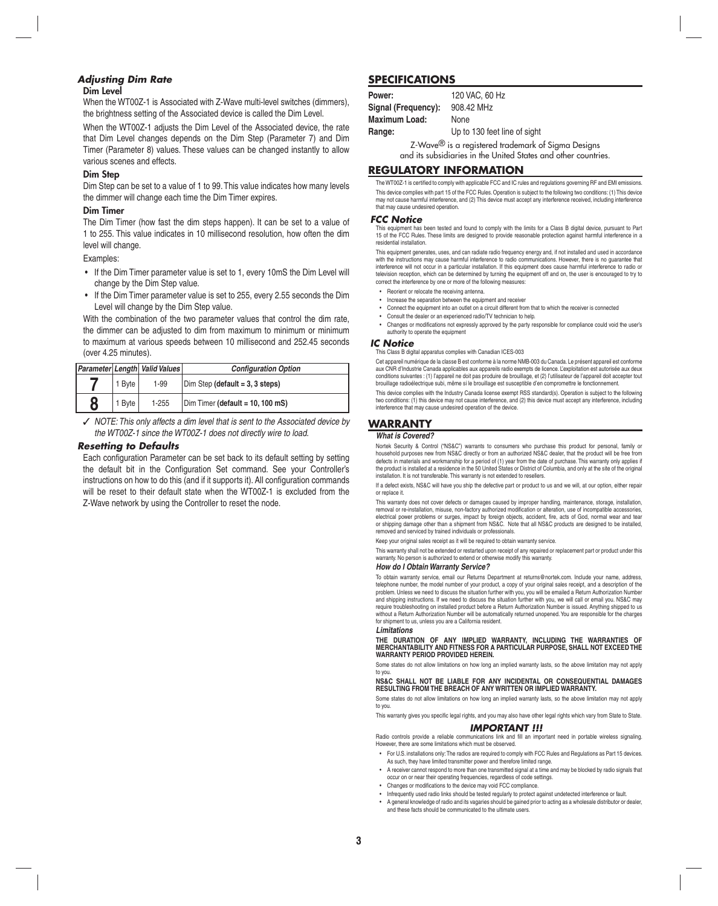### *Adjusting Dim Rate*

#### Dim Level

When the WT00Z-1 is Associated with Z-Wave multi-level switches (dimmers), the brightness setting of the Associated device is called the Dim Level.

When the WT00Z-1 adjusts the Dim Level of the Associated device, the rate that Dim Level changes depends on the Dim Step (Parameter 7) and Dim Timer (Parameter 8) values. These values can be changed instantly to allow various scenes and effects.

#### Dim Step

Dim Step can be set to a value of 1 to 99. This value indicates how many levels the dimmer will change each time the Dim Timer expires.

#### Dim Timer

The Dim Timer (how fast the dim steps happen). It can be set to a value of 1 to 255. This value indicates in 10 millisecond resolution, how often the dim level will change.

Examples:

- If the Dim Timer parameter value is set to 1, every 10mS the Dim Level will change by the Dim Step value.
- If the Dim Timer parameter value is set to 255, every 2.55 seconds the Dim Level will change by the Dim Step value.

With the combination of the two parameter values that control the dim rate, the dimmer can be adjusted to dim from maximum to minimum or minimum to maximum at various speeds between 10 millisecond and 252.45 seconds (over 4.25 minutes).

| *Parameter* | *Length* | *Valid Values* | *Configuration Option* |
|---|---|---|---|
| **7** | 1 Byte | 1-99 | Dim Step **(default = 3, 3 steps)** |
| **8** | 1 Byte | 1-255 | Dim Timer **(default = 10, 100 mS)** |

✓ *NOTE: This only affects a dim level that is sent to the Associated device by the WT00Z-1 since the WT00Z-1 does not directly wire to load.*

### *Resetting to Defaults*

Each configuration Parameter can be set back to its default setting by setting the default bit in the Configuration Set command. See your Controller's instructions on how to do this (and if it supports it). All configuration commands will be reset to their default state when the WT00Z-1 is excluded from the Z-Wave network by using the Controller to reset the node.

## SPECIFICATIONS

| | |
|---|---|
| **Power:** | 120 VAC, 60 Hz |
| **Signal (Frequency):** | 908.42 MHz |
| **Maximum Load:** | None |
| **Range:** | Up to 130 feet line of sight |

Z-Wave® is a registered trademark of Sigma Designs and its subsidiaries in the United States and other countries.

## REGULATORY INFORMATION

The WT00Z-1 is certified to comply with applicable FCC and IC rules and regulations governing RF and EMI emissions.

This device complies with part 15 of the FCC Rules. Operation is subject to the following two conditions: (1) This device may not cause harmful interference, and (2) This device must accept any interference received, including interference that may cause undesired operation.

### *FCC Notice*

This equipment has been tested and found to comply with the limits for a Class B digital device, pursuant to Part 15 of the FCC Rules. These limits are designed to provide reasonable protection against harmful interference in a residential installation.

This equipment generates, uses, and can radiate radio frequency energy and, if not installed and used in accordance with the instructions may cause harmful interference to radio communications. However, there is no guarantee that interference will not occur in a particular installation. If this equipment does cause harmful interference to radio or television reception, which can be determined by turning the equipment off and on, the user is encouraged to try to correct the interference by one or more of the following measures:

- Reorient or relocate the receiving antenna.
- Increase the separation between the equipment and receiver
- Connect the equipment into an outlet on a circuit different from that to which the receiver is connected
- Consult the dealer or an experienced radio/TV technician to help.
- Changes or modifications not expressly approved by the party responsible for compliance could void the user's authority to operate the equipment

### *IC Notice*

This Class B digital apparatus complies with Canadian ICES-003

Cet appareil numérique de la classe B est conforme à la norme NMB-003 du Canada. Le présent appareil est conforme aux CNR d'Industrie Canada applicables aux appareils radio exempts de licence. L'exploitation est autorisée aux deux conditions suivantes : (1) l'appareil ne doit pas produire de brouillage, et (2) l'utilisateur de l'appareil doit accepter tout brouillage radioélectrique subi, même si le brouillage est susceptible d'en compromettre le fonctionnement.

This device complies with the Industry Canada license exempt RSS standard(s). Operation is subject to the following two conditions: (1) this device may not cause interference, and (2) this device must accept any interference, including interference that may cause undesired operation of the device.

## WARRANTY

#### *What is Covered?*

Nortek Security & Control ("NS&C") warrants to consumers who purchase this product for personal, family or household purposes new from NS&C directly or from an authorized NS&C dealer, that the product will be free from defects in materials and workmanship for a period of (1) year from the date of purchase. This warranty only applies if the product is installed at a residence in the 50 United States or District of Columbia, and only at the site of the original installation. It is not transferable. This warranty is not extended to resellers.

If a defect exists, NS&C will have you ship the defective part or product to us and we will, at our option, either repair or replace it.

This warranty does not cover defects or damages caused by improper handling, maintenance, storage, installation, removal or re-installation, misuse, non-factory authorized modification or alteration, use of incompatible accessories, electrical power problems or surges, impact by foreign objects, accident, fire, acts of God, normal wear and tear or shipping damage other than a shipment from NS&C. Note that all NS&C products are designed to be installed, removed and serviced by trained individuals or professionals.

Keep your original sales receipt as it will be required to obtain warranty service.

This warranty shall not be extended or restarted upon receipt of any repaired or replacement part or product under this warranty. No person is authorized to extend or otherwise modify this warranty.

#### *How do I Obtain Warranty Service?*

To obtain warranty service, email our Returns Department at returns@nortek.com. Include your name, address, telephone number, the model number of your product, a copy of your original sales receipt, and a description of the problem. Unless we need to discuss the situation further with you, you will be emailed a Return Authorization Number and shipping instructions. If we need to discuss the situation further with you, we will call or email you. NS&C may require troubleshooting on installed product before a Return Authorization Number is issued. Anything shipped to us without a Return Authorization Number will be automatically returned unopened. You are responsible for the charges for shipment to us, unless you are a California resident.

#### *Limitations*

**THE DURATION OF ANY IMPLIED WARRANTY, INCLUDING THE WARRANTIES OF MERCHANTABILITY AND FITNESS FOR A PARTICULAR PURPOSE, SHALL NOT EXCEED THE WARRANTY PERIOD PROVIDED HEREIN.**

Some states do not allow limitations on how long an implied warranty lasts, so the above limitation may not apply to you.

**NS&C SHALL NOT BE LIABLE FOR ANY INCIDENTAL OR CONSEQUENTIAL DAMAGES RESULTING FROM THE BREACH OF ANY WRITTEN OR IMPLIED WARRANTY.**

Some states do not allow limitations on how long an implied warranty lasts, so the above limitation may not apply to you.

This warranty gives you specific legal rights, and you may also have other legal rights which vary from State to State.

### *IMPORTANT !!!*

Radio controls provide a reliable communications link and fill an important need in portable wireless signaling. However, there are some limitations which must be observed.

- For U.S. installations only: The radios are required to comply with FCC Rules and Regulations as Part 15 devices. As such, they have limited transmitter power and therefore limited range.
- A receiver cannot respond to more than one transmitted signal at a time and may be blocked by radio signals that occur on or near their operating frequencies, regardless of code settings.
- Changes or modifications to the device may void FCC compliance.
- Infrequently used radio links should be tested regularly to protect against undetected interference or fault.
- A general knowledge of radio and its vagaries should be gained prior to acting as a wholesale distributor or dealer, and these facts should be communicated to the ultimate users.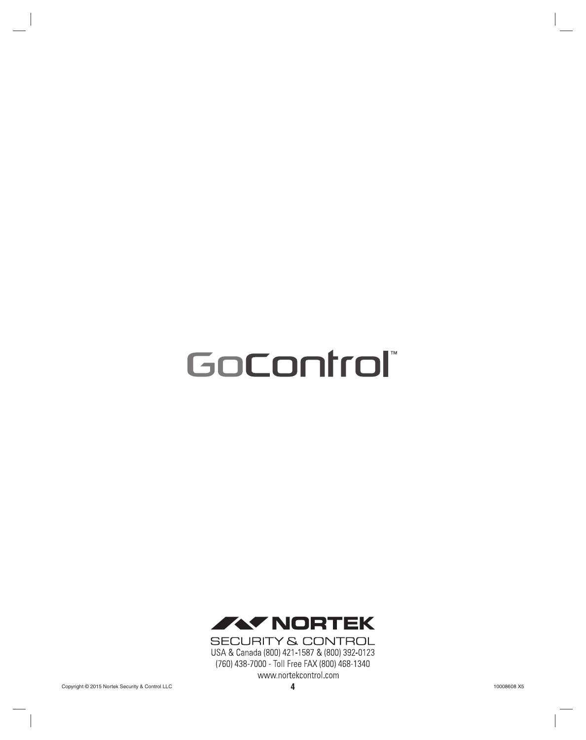GoControl™

NORTEK

SECURITY & CONTROL

USA & Canada (800) 421-1587 & (800) 392-0123

(760) 438-7000 - Toll Free FAX (800) 468-1340

www.nortekcontrol.com

Copyright © 2015 Nortek Security & Control LLC

10008608 X5